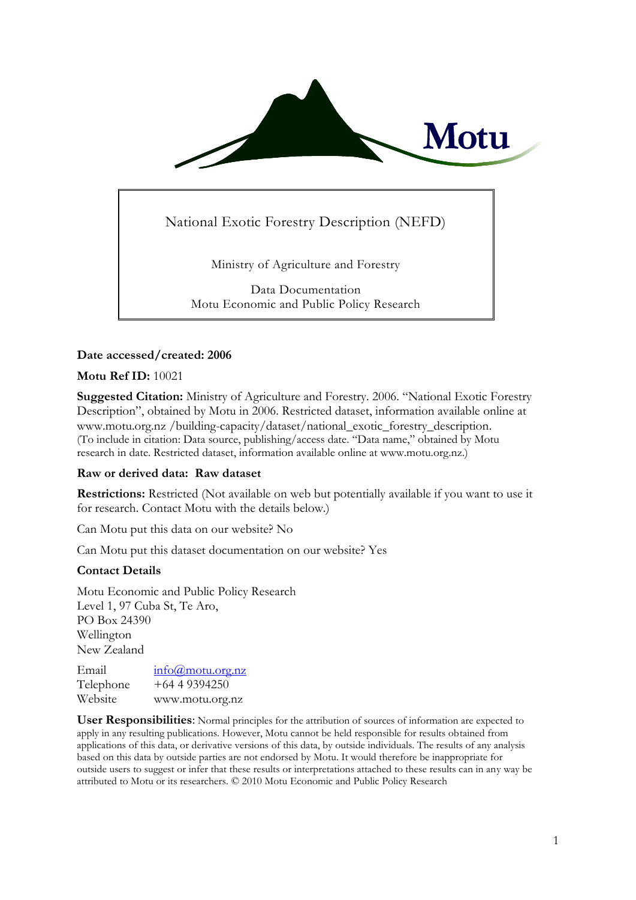# National Exotic Forestry Description (NEFD)

Ministry of Agriculture and Forestry

Data Documentation
Motu Economic and Public Policy Research

**Date accessed/created: 2006**

**Motu Ref ID:** 10021

**Suggested Citation:** Ministry of Agriculture and Forestry. 2006. "National Exotic Forestry Description", obtained by Motu in 2006. Restricted dataset, information available online at www.motu.org.nz /building-capacity/dataset/national_exotic_forestry_description.
(To include in citation: Data source, publishing/access date. "Data name," obtained by Motu research in date. Restricted dataset, information available online at www.motu.org.nz.)

**Raw or derived data: Raw dataset**

**Restrictions:** Restricted (Not available on web but potentially available if you want to use it for research. Contact Motu with the details below.)

Can Motu put this data on our website? No

Can Motu put this dataset documentation on our website? Yes

**Contact Details**

Motu Economic and Public Policy Research
Level 1, 97 Cuba St, Te Aro,
PO Box 24390
Wellington
New Zealand

| | |
|---|---|
| Email | info@motu.org.nz |
| Telephone | +64 4 9394250 |
| Website | www.motu.org.nz |

**User Responsibilities**: Normal principles for the attribution of sources of information are expected to apply in any resulting publications. However, Motu cannot be held responsible for results obtained from applications of this data, or derivative versions of this data, by outside individuals. The results of any analysis based on this data by outside parties are not endorsed by Motu. It would therefore be inappropriate for outside users to suggest or infer that these results or interpretations attached to these results can in any way be attributed to Motu or its researchers. © 2010 Motu Economic and Public Policy Research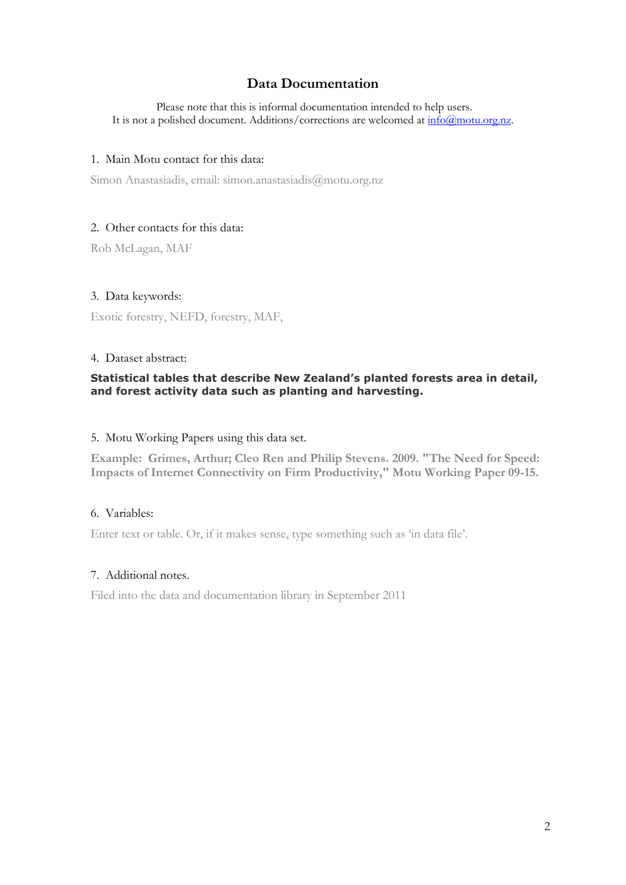# Data Documentation

Please note that this is informal documentation intended to help users.
It is not a polished document. Additions/corrections are welcomed at info@motu.org.nz.

1. Main Motu contact for this data:

Simon Anastasiadis, email: simon.anastasiadis@motu.org.nz

2. Other contacts for this data:

Rob McLagan, MAF

3. Data keywords:

Exotic forestry, NEFD, forestry, MAF,

4. Dataset abstract:

**Statistical tables that describe New Zealand's planted forests area in detail, and forest activity data such as planting and harvesting.**

5. Motu Working Papers using this data set.

**Example: Grimes, Arthur; Cleo Ren and Philip Stevens. 2009. "The Need for Speed: Impacts of Internet Connectivity on Firm Productivity," Motu Working Paper 09-15.**

6. Variables:

Enter text or table. Or, if it makes sense, type something such as 'in data file'.

7. Additional notes.

Filed into the data and documentation library in September 2011